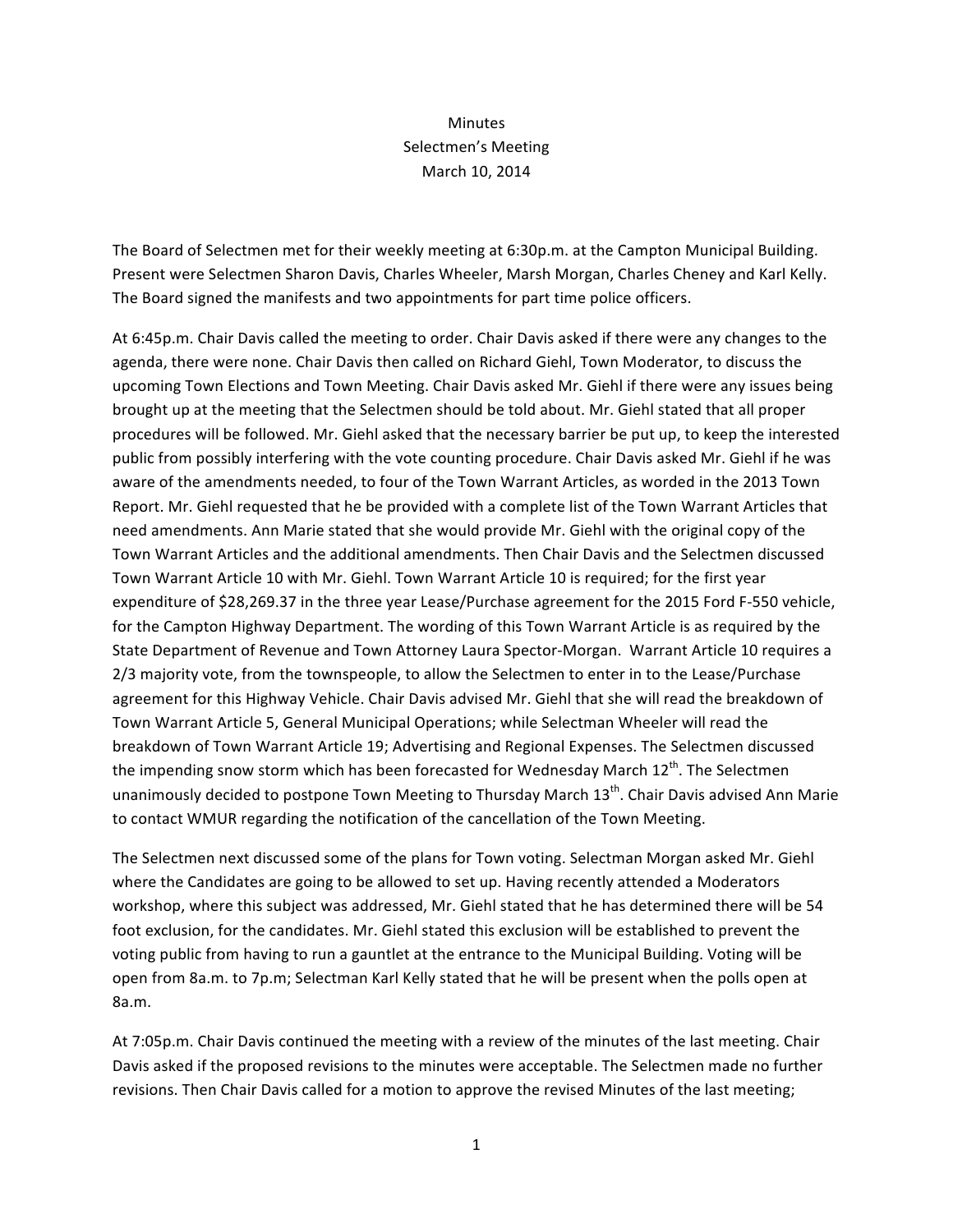Minutes
Selectmen's Meeting
March 10, 2014

The Board of Selectmen met for their weekly meeting at 6:30p.m. at the Campton Municipal Building. Present were Selectmen Sharon Davis, Charles Wheeler, Marsh Morgan, Charles Cheney and Karl Kelly. The Board signed the manifests and two appointments for part time police officers.

At 6:45p.m. Chair Davis called the meeting to order. Chair Davis asked if there were any changes to the agenda, there were none. Chair Davis then called on Richard Giehl, Town Moderator, to discuss the upcoming Town Elections and Town Meeting. Chair Davis asked Mr. Giehl if there were any issues being brought up at the meeting that the Selectmen should be told about. Mr. Giehl stated that all proper procedures will be followed. Mr. Giehl asked that the necessary barrier be put up, to keep the interested public from possibly interfering with the vote counting procedure. Chair Davis asked Mr. Giehl if he was aware of the amendments needed, to four of the Town Warrant Articles, as worded in the 2013 Town Report. Mr. Giehl requested that he be provided with a complete list of the Town Warrant Articles that need amendments. Ann Marie stated that she would provide Mr. Giehl with the original copy of the Town Warrant Articles and the additional amendments. Then Chair Davis and the Selectmen discussed Town Warrant Article 10 with Mr. Giehl. Town Warrant Article 10 is required; for the first year expenditure of $28,269.37 in the three year Lease/Purchase agreement for the 2015 Ford F-550 vehicle, for the Campton Highway Department. The wording of this Town Warrant Article is as required by the State Department of Revenue and Town Attorney Laura Spector-Morgan. Warrant Article 10 requires a 2/3 majority vote, from the townspeople, to allow the Selectmen to enter in to the Lease/Purchase agreement for this Highway Vehicle. Chair Davis advised Mr. Giehl that she will read the breakdown of Town Warrant Article 5, General Municipal Operations; while Selectman Wheeler will read the breakdown of Town Warrant Article 19; Advertising and Regional Expenses. The Selectmen discussed the impending snow storm which has been forecasted for Wednesday March 12th. The Selectmen unanimously decided to postpone Town Meeting to Thursday March 13th. Chair Davis advised Ann Marie to contact WMUR regarding the notification of the cancellation of the Town Meeting.

The Selectmen next discussed some of the plans for Town voting. Selectman Morgan asked Mr. Giehl where the Candidates are going to be allowed to set up. Having recently attended a Moderators workshop, where this subject was addressed, Mr. Giehl stated that he has determined there will be 54 foot exclusion, for the candidates. Mr. Giehl stated this exclusion will be established to prevent the voting public from having to run a gauntlet at the entrance to the Municipal Building. Voting will be open from 8a.m. to 7p.m; Selectman Karl Kelly stated that he will be present when the polls open at 8a.m.

At 7:05p.m. Chair Davis continued the meeting with a review of the minutes of the last meeting. Chair Davis asked if the proposed revisions to the minutes were acceptable. The Selectmen made no further revisions. Then Chair Davis called for a motion to approve the revised Minutes of the last meeting;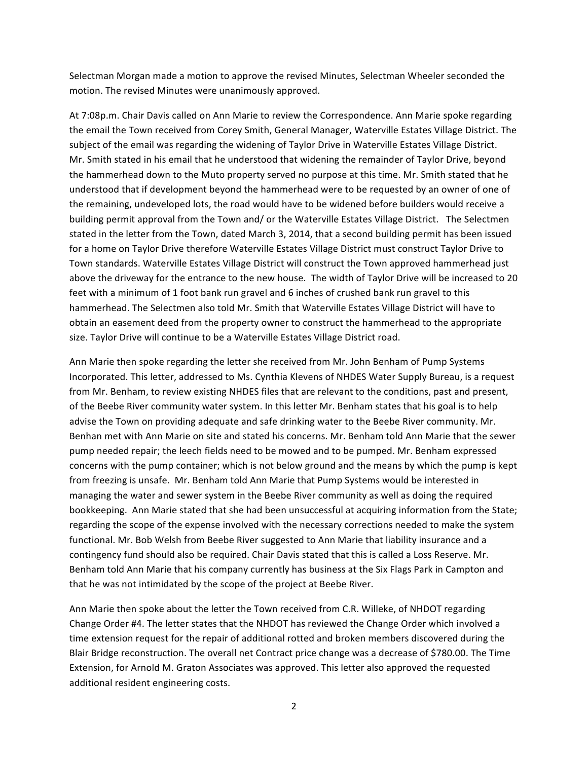Selectman Morgan made a motion to approve the revised Minutes, Selectman Wheeler seconded the motion. The revised Minutes were unanimously approved.

At 7:08p.m. Chair Davis called on Ann Marie to review the Correspondence. Ann Marie spoke regarding the email the Town received from Corey Smith, General Manager, Waterville Estates Village District. The subject of the email was regarding the widening of Taylor Drive in Waterville Estates Village District. Mr. Smith stated in his email that he understood that widening the remainder of Taylor Drive, beyond the hammerhead down to the Muto property served no purpose at this time. Mr. Smith stated that he understood that if development beyond the hammerhead were to be requested by an owner of one of the remaining, undeveloped lots, the road would have to be widened before builders would receive a building permit approval from the Town and/ or the Waterville Estates Village District. The Selectmen stated in the letter from the Town, dated March 3, 2014, that a second building permit has been issued for a home on Taylor Drive therefore Waterville Estates Village District must construct Taylor Drive to Town standards. Waterville Estates Village District will construct the Town approved hammerhead just above the driveway for the entrance to the new house. The width of Taylor Drive will be increased to 20 feet with a minimum of 1 foot bank run gravel and 6 inches of crushed bank run gravel to this hammerhead. The Selectmen also told Mr. Smith that Waterville Estates Village District will have to obtain an easement deed from the property owner to construct the hammerhead to the appropriate size. Taylor Drive will continue to be a Waterville Estates Village District road.

Ann Marie then spoke regarding the letter she received from Mr. John Benham of Pump Systems Incorporated. This letter, addressed to Ms. Cynthia Klevens of NHDES Water Supply Bureau, is a request from Mr. Benham, to review existing NHDES files that are relevant to the conditions, past and present, of the Beebe River community water system. In this letter Mr. Benham states that his goal is to help advise the Town on providing adequate and safe drinking water to the Beebe River community. Mr. Benhan met with Ann Marie on site and stated his concerns. Mr. Benham told Ann Marie that the sewer pump needed repair; the leech fields need to be mowed and to be pumped. Mr. Benham expressed concerns with the pump container; which is not below ground and the means by which the pump is kept from freezing is unsafe. Mr. Benham told Ann Marie that Pump Systems would be interested in managing the water and sewer system in the Beebe River community as well as doing the required bookkeeping. Ann Marie stated that she had been unsuccessful at acquiring information from the State; regarding the scope of the expense involved with the necessary corrections needed to make the system functional. Mr. Bob Welsh from Beebe River suggested to Ann Marie that liability insurance and a contingency fund should also be required. Chair Davis stated that this is called a Loss Reserve. Mr. Benham told Ann Marie that his company currently has business at the Six Flags Park in Campton and that he was not intimidated by the scope of the project at Beebe River.

Ann Marie then spoke about the letter the Town received from C.R. Willeke, of NHDOT regarding Change Order #4. The letter states that the NHDOT has reviewed the Change Order which involved a time extension request for the repair of additional rotted and broken members discovered during the Blair Bridge reconstruction. The overall net Contract price change was a decrease of $780.00. The Time Extension, for Arnold M. Graton Associates was approved. This letter also approved the requested additional resident engineering costs.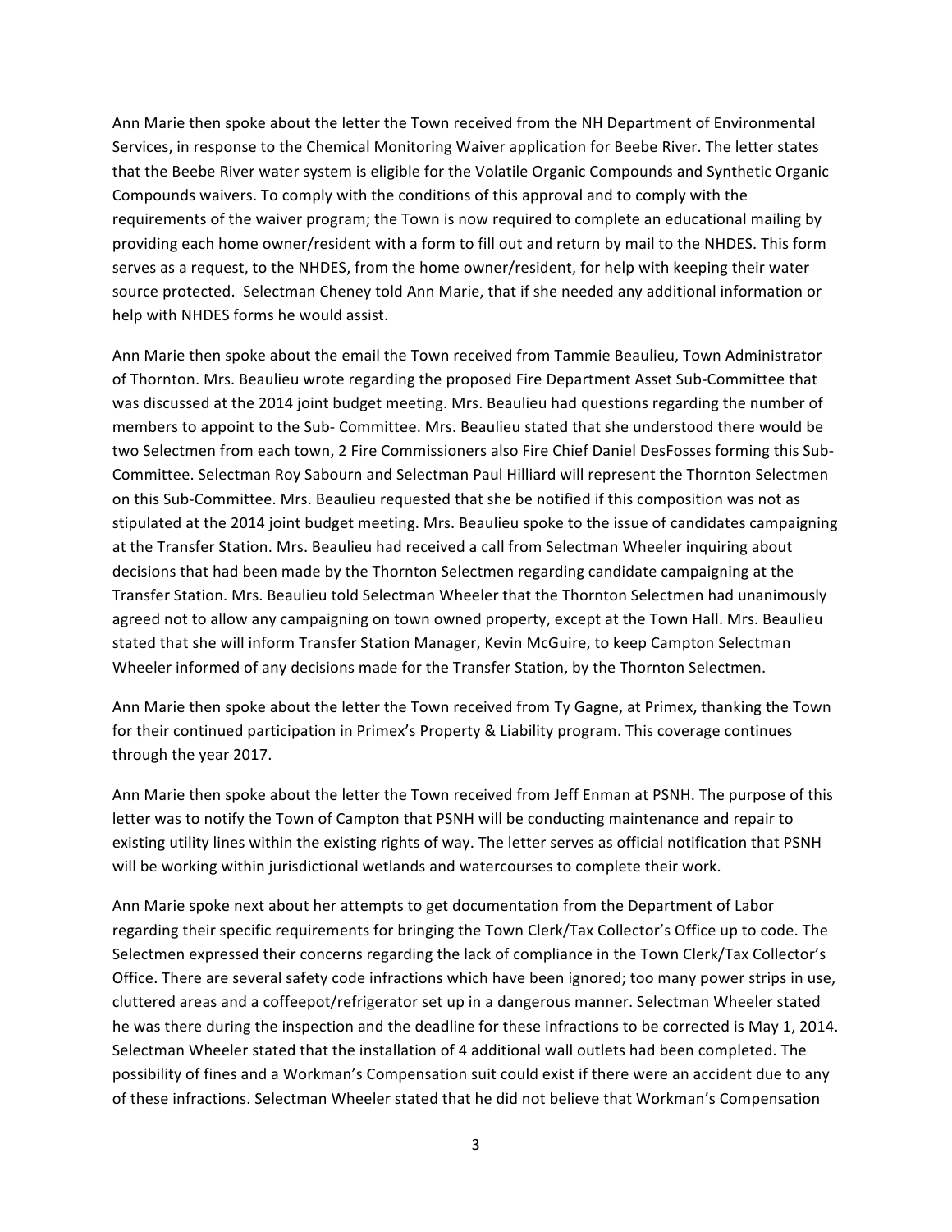Ann Marie then spoke about the letter the Town received from the NH Department of Environmental Services, in response to the Chemical Monitoring Waiver application for Beebe River. The letter states that the Beebe River water system is eligible for the Volatile Organic Compounds and Synthetic Organic Compounds waivers. To comply with the conditions of this approval and to comply with the requirements of the waiver program; the Town is now required to complete an educational mailing by providing each home owner/resident with a form to fill out and return by mail to the NHDES. This form serves as a request, to the NHDES, from the home owner/resident, for help with keeping their water source protected. Selectman Cheney told Ann Marie, that if she needed any additional information or help with NHDES forms he would assist.

Ann Marie then spoke about the email the Town received from Tammie Beaulieu, Town Administrator of Thornton. Mrs. Beaulieu wrote regarding the proposed Fire Department Asset Sub-Committee that was discussed at the 2014 joint budget meeting. Mrs. Beaulieu had questions regarding the number of members to appoint to the Sub- Committee. Mrs. Beaulieu stated that she understood there would be two Selectmen from each town, 2 Fire Commissioners also Fire Chief Daniel DesFosses forming this Sub-Committee. Selectman Roy Sabourn and Selectman Paul Hilliard will represent the Thornton Selectmen on this Sub-Committee. Mrs. Beaulieu requested that she be notified if this composition was not as stipulated at the 2014 joint budget meeting. Mrs. Beaulieu spoke to the issue of candidates campaigning at the Transfer Station. Mrs. Beaulieu had received a call from Selectman Wheeler inquiring about decisions that had been made by the Thornton Selectmen regarding candidate campaigning at the Transfer Station. Mrs. Beaulieu told Selectman Wheeler that the Thornton Selectmen had unanimously agreed not to allow any campaigning on town owned property, except at the Town Hall. Mrs. Beaulieu stated that she will inform Transfer Station Manager, Kevin McGuire, to keep Campton Selectman Wheeler informed of any decisions made for the Transfer Station, by the Thornton Selectmen.

Ann Marie then spoke about the letter the Town received from Ty Gagne, at Primex, thanking the Town for their continued participation in Primex's Property & Liability program. This coverage continues through the year 2017.

Ann Marie then spoke about the letter the Town received from Jeff Enman at PSNH. The purpose of this letter was to notify the Town of Campton that PSNH will be conducting maintenance and repair to existing utility lines within the existing rights of way. The letter serves as official notification that PSNH will be working within jurisdictional wetlands and watercourses to complete their work.

Ann Marie spoke next about her attempts to get documentation from the Department of Labor regarding their specific requirements for bringing the Town Clerk/Tax Collector's Office up to code. The Selectmen expressed their concerns regarding the lack of compliance in the Town Clerk/Tax Collector's Office. There are several safety code infractions which have been ignored; too many power strips in use, cluttered areas and a coffeepot/refrigerator set up in a dangerous manner. Selectman Wheeler stated he was there during the inspection and the deadline for these infractions to be corrected is May 1, 2014. Selectman Wheeler stated that the installation of 4 additional wall outlets had been completed. The possibility of fines and a Workman's Compensation suit could exist if there were an accident due to any of these infractions. Selectman Wheeler stated that he did not believe that Workman's Compensation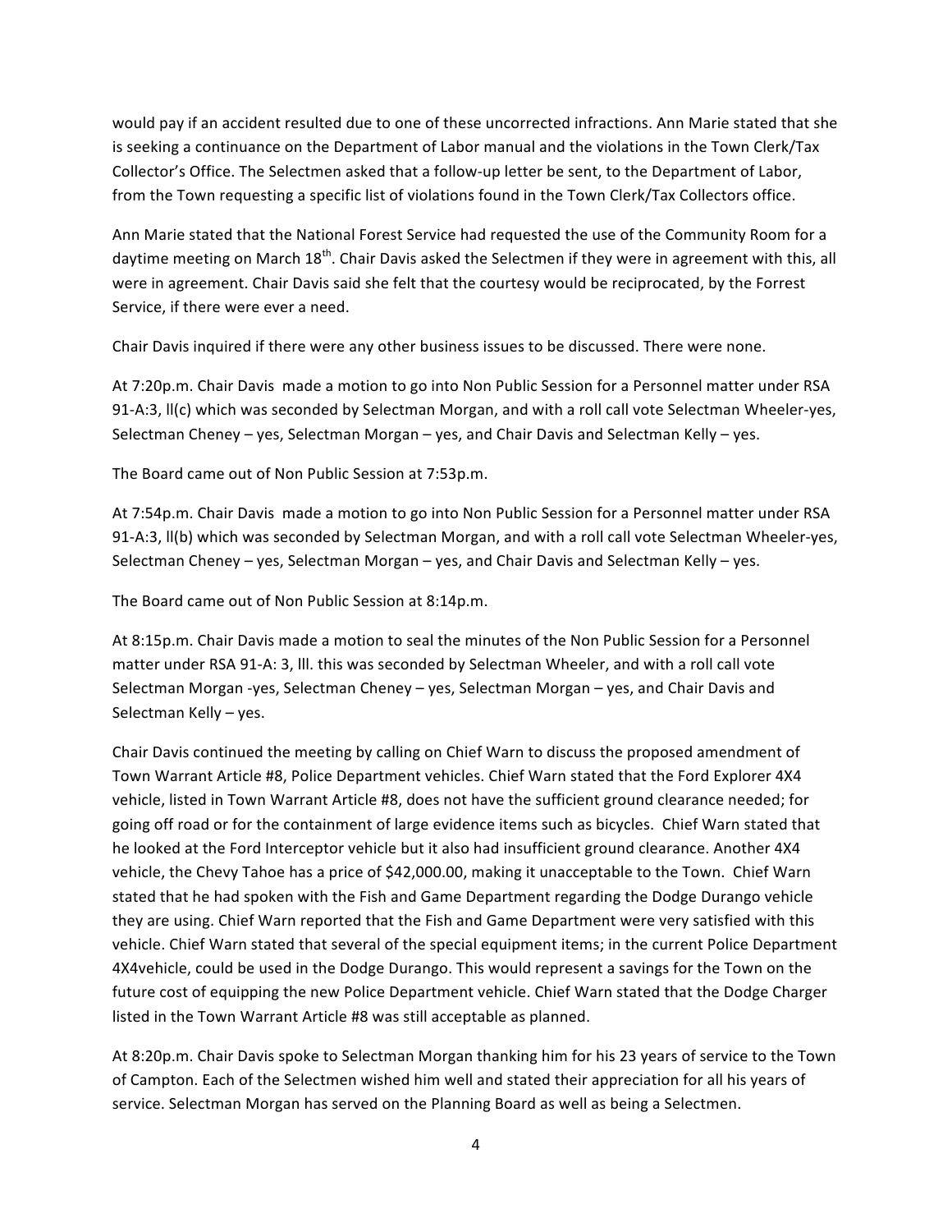would pay if an accident resulted due to one of these uncorrected infractions. Ann Marie stated that she is seeking a continuance on the Department of Labor manual and the violations in the Town Clerk/Tax Collector's Office. The Selectmen asked that a follow-up letter be sent, to the Department of Labor, from the Town requesting a specific list of violations found in the Town Clerk/Tax Collectors office.

Ann Marie stated that the National Forest Service had requested the use of the Community Room for a daytime meeting on March 18th. Chair Davis asked the Selectmen if they were in agreement with this, all were in agreement. Chair Davis said she felt that the courtesy would be reciprocated, by the Forrest Service, if there were ever a need.

Chair Davis inquired if there were any other business issues to be discussed. There were none.

At 7:20p.m. Chair Davis made a motion to go into Non Public Session for a Personnel matter under RSA 91-A:3, ll(c) which was seconded by Selectman Morgan, and with a roll call vote Selectman Wheeler-yes, Selectman Cheney – yes, Selectman Morgan – yes, and Chair Davis and Selectman Kelly – yes.

The Board came out of Non Public Session at 7:53p.m.

At 7:54p.m. Chair Davis made a motion to go into Non Public Session for a Personnel matter under RSA 91-A:3, ll(b) which was seconded by Selectman Morgan, and with a roll call vote Selectman Wheeler-yes, Selectman Cheney – yes, Selectman Morgan – yes, and Chair Davis and Selectman Kelly – yes.

The Board came out of Non Public Session at 8:14p.m.

At 8:15p.m. Chair Davis made a motion to seal the minutes of the Non Public Session for a Personnel matter under RSA 91-A: 3, lll. this was seconded by Selectman Wheeler, and with a roll call vote Selectman Morgan -yes, Selectman Cheney – yes, Selectman Morgan – yes, and Chair Davis and Selectman Kelly – yes.

Chair Davis continued the meeting by calling on Chief Warn to discuss the proposed amendment of Town Warrant Article #8, Police Department vehicles. Chief Warn stated that the Ford Explorer 4X4 vehicle, listed in Town Warrant Article #8, does not have the sufficient ground clearance needed; for going off road or for the containment of large evidence items such as bicycles. Chief Warn stated that he looked at the Ford Interceptor vehicle but it also had insufficient ground clearance. Another 4X4 vehicle, the Chevy Tahoe has a price of $42,000.00, making it unacceptable to the Town. Chief Warn stated that he had spoken with the Fish and Game Department regarding the Dodge Durango vehicle they are using. Chief Warn reported that the Fish and Game Department were very satisfied with this vehicle. Chief Warn stated that several of the special equipment items; in the current Police Department 4X4vehicle, could be used in the Dodge Durango. This would represent a savings for the Town on the future cost of equipping the new Police Department vehicle. Chief Warn stated that the Dodge Charger listed in the Town Warrant Article #8 was still acceptable as planned.

At 8:20p.m. Chair Davis spoke to Selectman Morgan thanking him for his 23 years of service to the Town of Campton. Each of the Selectmen wished him well and stated their appreciation for all his years of service. Selectman Morgan has served on the Planning Board as well as being a Selectmen.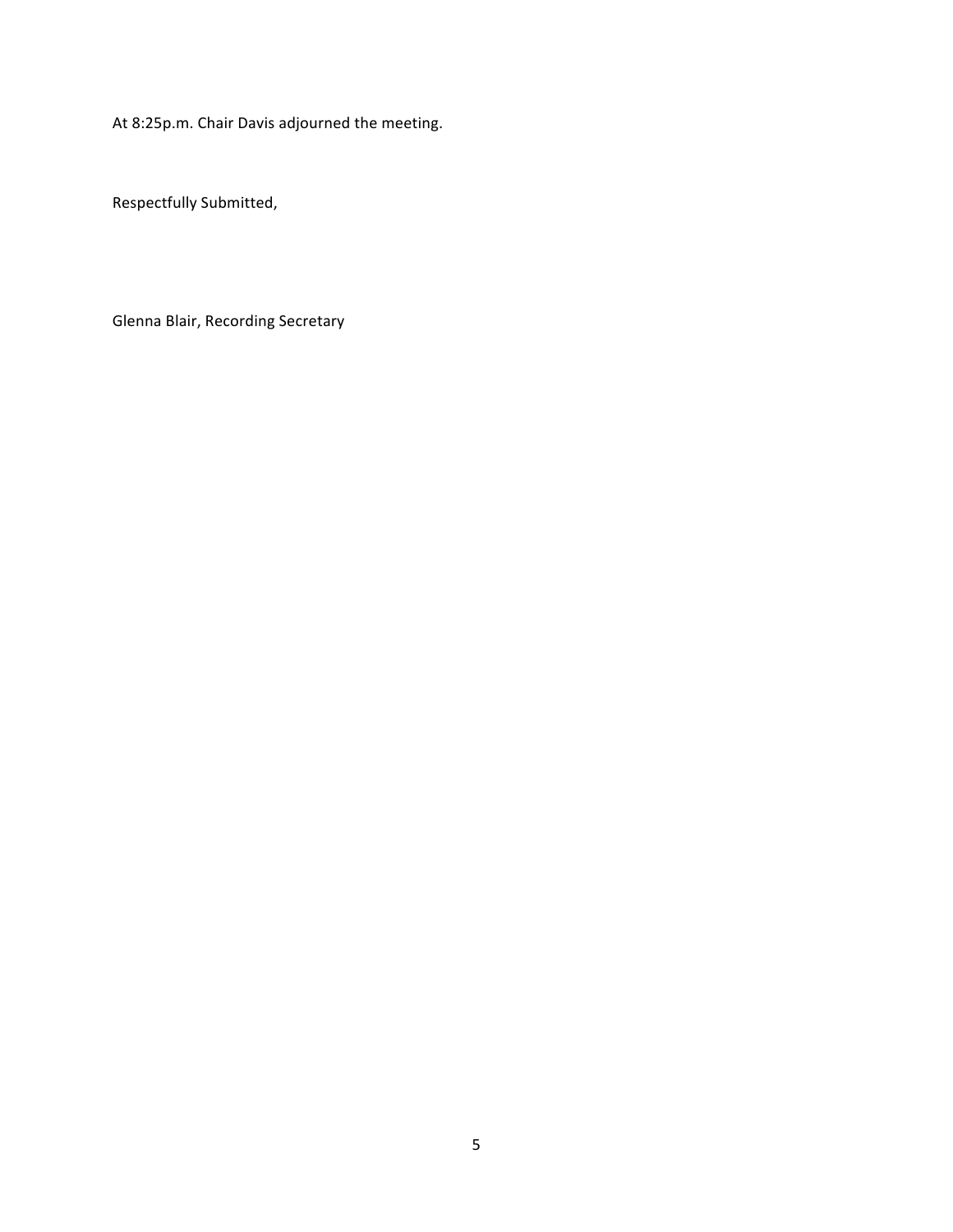At 8:25p.m. Chair Davis adjourned the meeting.

Respectfully Submitted,

Glenna Blair, Recording Secretary